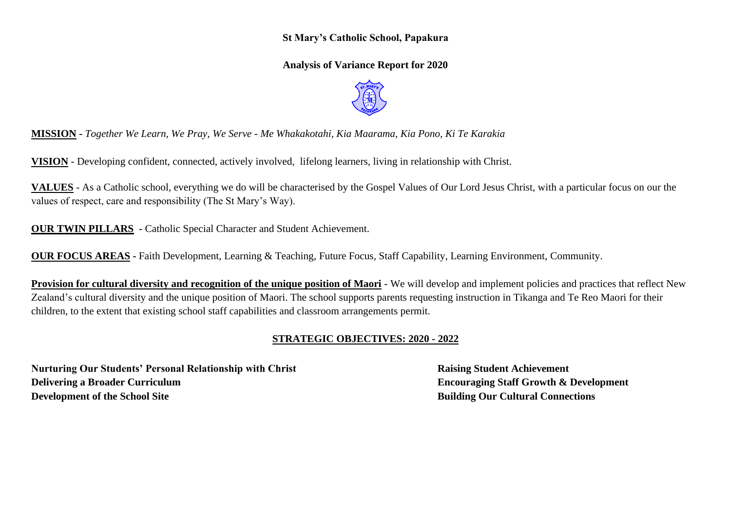**St Mary's Catholic School, Papakura**

**Analysis of Variance Report for 2020**

**MISSION** - *Together We Learn, We Pray, We Serve - Me Whakakotahi, Kia Maarama, Kia Pono, Ki Te Karakia*

**VISION** - Developing confident, connected, actively involved, lifelong learners, living in relationship with Christ.

**VALUES** - As a Catholic school, everything we do will be characterised by the Gospel Values of Our Lord Jesus Christ, with a particular focus on our the values of respect, care and responsibility (The St Mary's Way).

**OUR TWIN PILLARS** - Catholic Special Character and Student Achievement.

**OUR FOCUS AREAS** - Faith Development, Learning & Teaching, Future Focus, Staff Capability, Learning Environment, Community.

**Provision for cultural diversity and recognition of the unique position of Maori** - We will develop and implement policies and practices that reflect New Zealand's cultural diversity and the unique position of Maori. The school supports parents requesting instruction in Tikanga and Te Reo Maori for their children, to the extent that existing school staff capabilities and classroom arrangements permit.

## STRATEGIC OBJECTIVES: 2020 - 2022

**Nurturing Our Students' Personal Relationship with Christ**
**Delivering a Broader Curriculum**
**Development of the School Site**
**Raising Student Achievement**
**Encouraging Staff Growth & Development**
**Building Our Cultural Connections**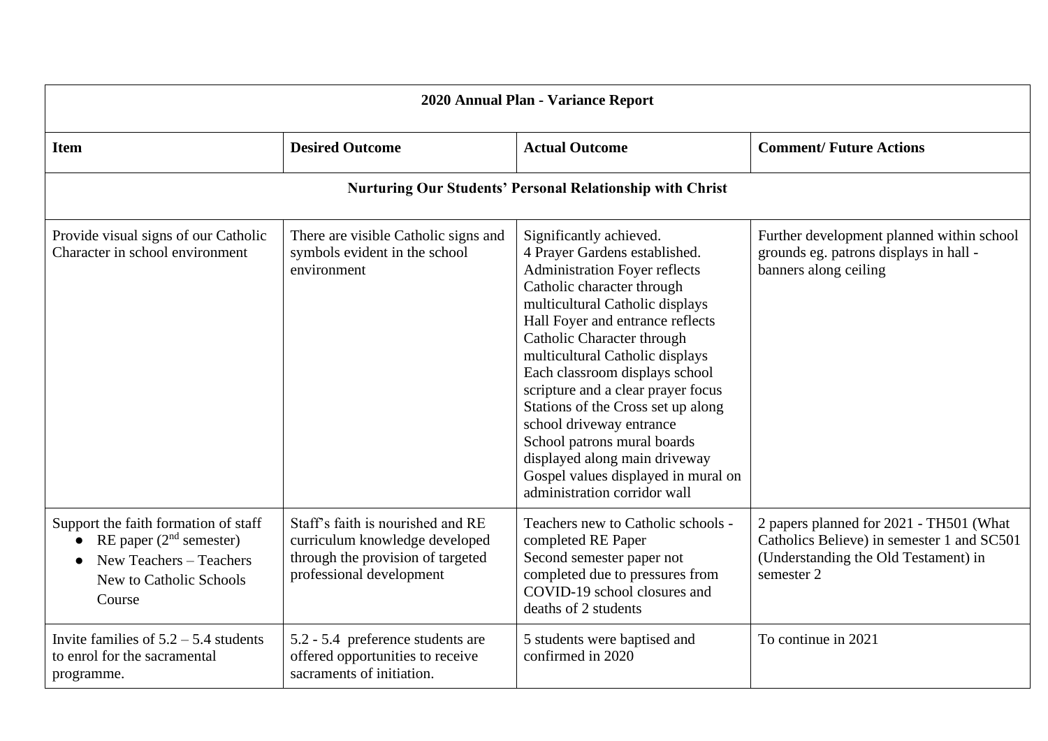| 2020 Annual Plan - Variance Report | | | |
|---|---|---|---|
| **Item** | **Desired Outcome** | **Actual Outcome** | **Comment/ Future Actions** |
| **Nurturing Our Students' Personal Relationship with Christ** | | | |
| Provide visual signs of our Catholic Character in school environment | There are visible Catholic signs and symbols evident in the school environment | Significantly achieved.<br>4 Prayer Gardens established.<br>Administration Foyer reflects Catholic character through multicultural Catholic displays<br>Hall Foyer and entrance reflects Catholic Character through multicultural Catholic displays<br>Each classroom displays school scripture and a clear prayer focus<br>Stations of the Cross set up along school driveway entrance<br>School patrons mural boards displayed along main driveway<br>Gospel values displayed in mural on administration corridor wall | Further development planned within school grounds eg. patrons displays in hall - banners along ceiling |
| Support the faith formation of staff<br>• RE paper (2nd semester)<br>• New Teachers – Teachers New to Catholic Schools Course | Staff's faith is nourished and RE curriculum knowledge developed through the provision of targeted professional development | Teachers new to Catholic schools - completed RE Paper<br>Second semester paper not completed due to pressures from COVID-19 school closures and deaths of 2 students | 2 papers planned for 2021 - TH501 (What Catholics Believe) in semester 1 and SC501 (Understanding the Old Testament) in semester 2 |
| Invite families of 5.2 – 5.4 students to enrol for the sacramental programme. | 5.2 - 5.4 preference students are offered opportunities to receive sacraments of initiation. | 5 students were baptised and confirmed in 2020 | To continue in 2021 |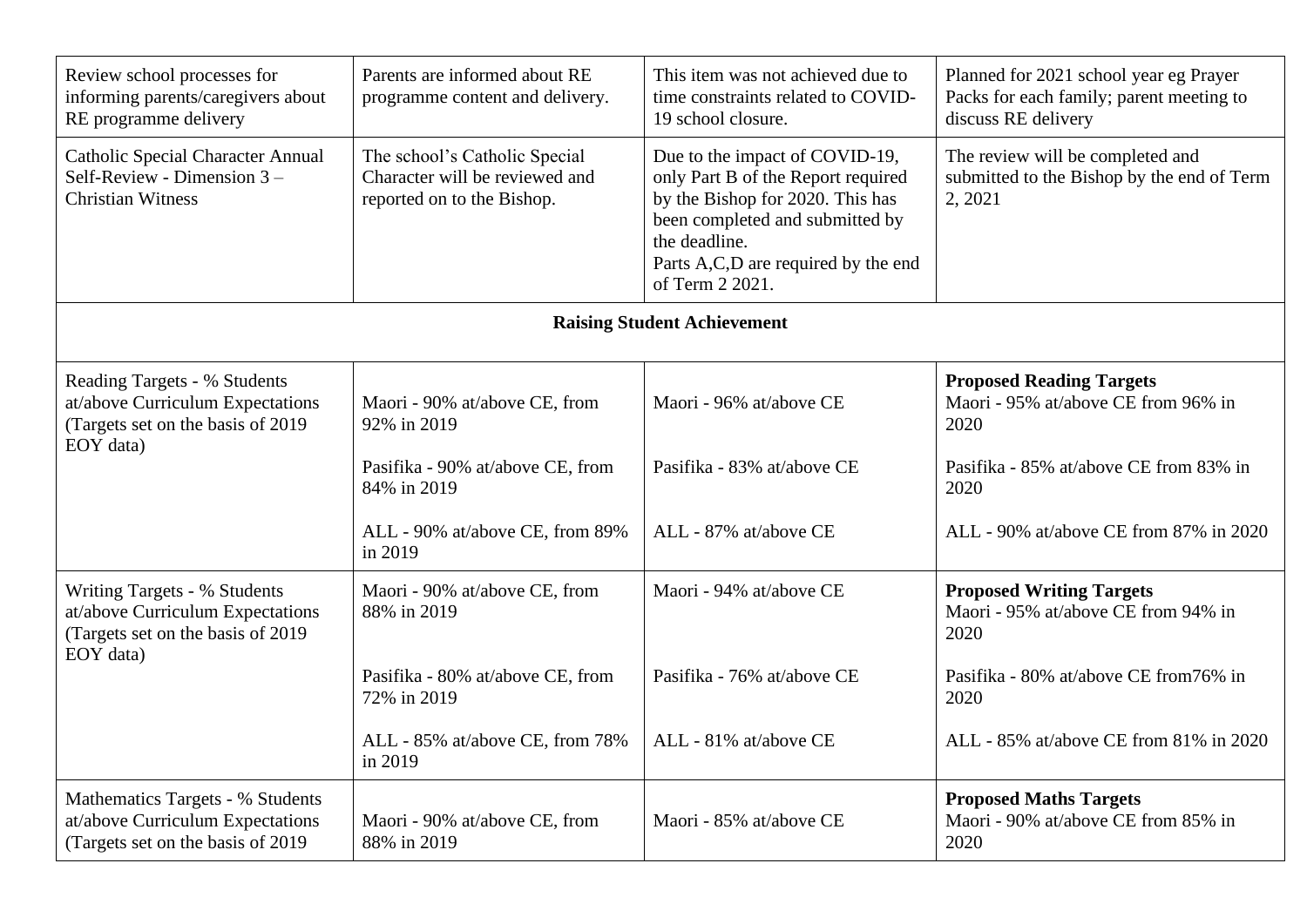| | | | |
|---|---|---|---|
| Review school processes for informing parents/caregivers about RE programme delivery | Parents are informed about RE programme content and delivery. | This item was not achieved due to time constraints related to COVID-19 school closure. | Planned for 2021 school year eg Prayer Packs for each family; parent meeting to discuss RE delivery |
| Catholic Special Character Annual Self-Review - Dimension 3 – Christian Witness | The school's Catholic Special Character will be reviewed and reported on to the Bishop. | Due to the impact of COVID-19, only Part B of the Report required by the Bishop for 2020. This has been completed and submitted by the deadline.<br>Parts A,C,D are required by the end of Term 2 2021. | The review will be completed and submitted to the Bishop by the end of Term 2, 2021 |
| **Raising Student Achievement** | | | |
| Reading Targets - % Students at/above Curriculum Expectations (Targets set on the basis of 2019 EOY data) | Maori - 90% at/above CE, from 92% in 2019<br><br>Pasifika - 90% at/above CE, from 84% in 2019<br><br>ALL - 90% at/above CE, from 89% in 2019 | Maori - 96% at/above CE<br><br>Pasifika - 83% at/above CE<br><br>ALL - 87% at/above CE | **Proposed Reading Targets**<br>Maori - 95% at/above CE from 96% in 2020<br><br>Pasifika - 85% at/above CE from 83% in 2020<br><br>ALL - 90% at/above CE from 87% in 2020 |
| Writing Targets - % Students at/above Curriculum Expectations (Targets set on the basis of 2019 EOY data) | Maori - 90% at/above CE, from 88% in 2019<br><br>Pasifika - 80% at/above CE, from 72% in 2019<br><br>ALL - 85% at/above CE, from 78% in 2019 | Maori - 94% at/above CE<br><br>Pasifika - 76% at/above CE<br><br>ALL - 81% at/above CE | **Proposed Writing Targets**<br>Maori - 95% at/above CE from 94% in 2020<br><br>Pasifika - 80% at/above CE from76% in 2020<br><br>ALL - 85% at/above CE from 81% in 2020 |
| Mathematics Targets - % Students at/above Curriculum Expectations (Targets set on the basis of 2019 | Maori - 90% at/above CE, from 88% in 2019 | Maori - 85% at/above CE | **Proposed Maths Targets**<br>Maori - 90% at/above CE from 85% in 2020 |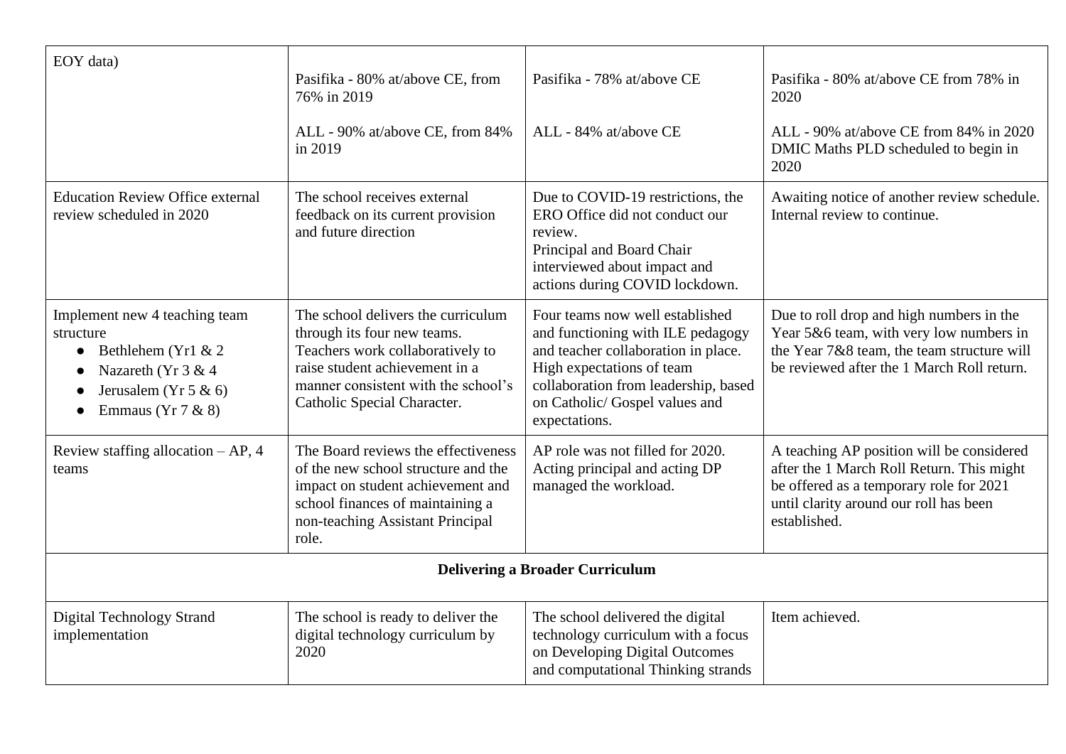| | | | |
|---|---|---|---|
| EOY data) | Pasifika - 80% at/above CE, from 76% in 2019<br><br>ALL - 90% at/above CE, from 84% in 2019 | Pasifika - 78% at/above CE<br><br>ALL - 84% at/above CE | Pasifika - 80% at/above CE from 78% in 2020<br><br>ALL - 90% at/above CE from 84% in 2020<br>DMIC Maths PLD scheduled to begin in 2020 |
| Education Review Office external review scheduled in 2020 | The school receives external feedback on its current provision and future direction | Due to COVID-19 restrictions, the ERO Office did not conduct our review.<br>Principal and Board Chair interviewed about impact and actions during COVID lockdown. | Awaiting notice of another review schedule. Internal review to continue. |
| Implement new 4 teaching team structure<br>● Bethlehem (Yr1 & 2<br>● Nazareth (Yr 3 & 4<br>● Jerusalem (Yr 5 & 6)<br>● Emmaus (Yr 7 & 8) | The school delivers the curriculum through its four new teams. Teachers work collaboratively to raise student achievement in a manner consistent with the school's Catholic Special Character. | Four teams now well established and functioning with ILE pedagogy and teacher collaboration in place. High expectations of team collaboration from leadership, based on Catholic/ Gospel values and expectations. | Due to roll drop and high numbers in the Year 5&6 team, with very low numbers in the Year 7&8 team, the team structure will be reviewed after the 1 March Roll return. |
| Review staffing allocation – AP, 4 teams | The Board reviews the effectiveness of the new school structure and the impact on student achievement and school finances of maintaining a non-teaching Assistant Principal role. | AP role was not filled for 2020. Acting principal and acting DP managed the workload. | A teaching AP position will be considered after the 1 March Roll Return. This might be offered as a temporary role for 2021 until clarity around our roll has been established. |
| **Delivering a Broader Curriculum** | | | |
| Digital Technology Strand implementation | The school is ready to deliver the digital technology curriculum by 2020 | The school delivered the digital technology curriculum with a focus on Developing Digital Outcomes and computational Thinking strands | Item achieved. |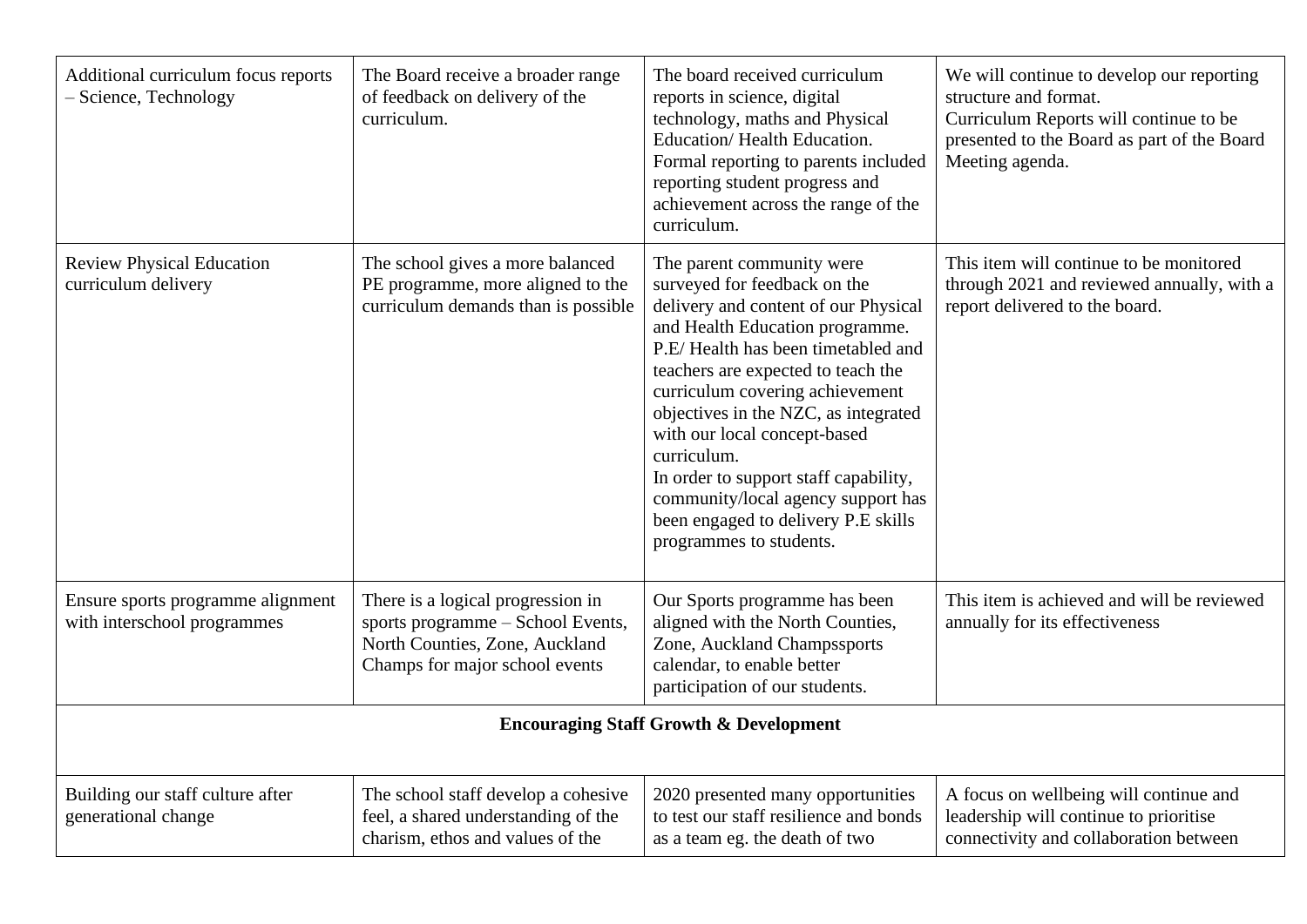| | | | |
|---|---|---|---|
| Additional curriculum focus reports – Science, Technology | The Board receive a broader range of feedback on delivery of the curriculum. | The board received curriculum reports in science, digital technology, maths and Physical Education/ Health Education. Formal reporting to parents included reporting student progress and achievement across the range of the curriculum. | We will continue to develop our reporting structure and format. Curriculum Reports will continue to be presented to the Board as part of the Board Meeting agenda. |
| Review Physical Education curriculum delivery | The school gives a more balanced PE programme, more aligned to the curriculum demands than is possible | The parent community were surveyed for feedback on the delivery and content of our Physical and Health Education programme. P.E/ Health has been timetabled and teachers are expected to teach the curriculum covering achievement objectives in the NZC, as integrated with our local concept-based curriculum. In order to support staff capability, community/local agency support has been engaged to delivery P.E skills programmes to students. | This item will continue to be monitored through 2021 and reviewed annually, with a report delivered to the board. |
| Ensure sports programme alignment with interschool programmes | There is a logical progression in sports programme – School Events, North Counties, Zone, Auckland Champs for major school events | Our Sports programme has been aligned with the North Counties, Zone, Auckland Champssports calendar, to enable better participation of our students. | This item is achieved and will be reviewed annually for its effectiveness |
| **Encouraging Staff Growth & Development** | | | |
| Building our staff culture after generational change | The school staff develop a cohesive feel, a shared understanding of the charism, ethos and values of the | 2020 presented many opportunities to test our staff resilience and bonds as a team eg. the death of two | A focus on wellbeing will continue and leadership will continue to prioritise connectivity and collaboration between |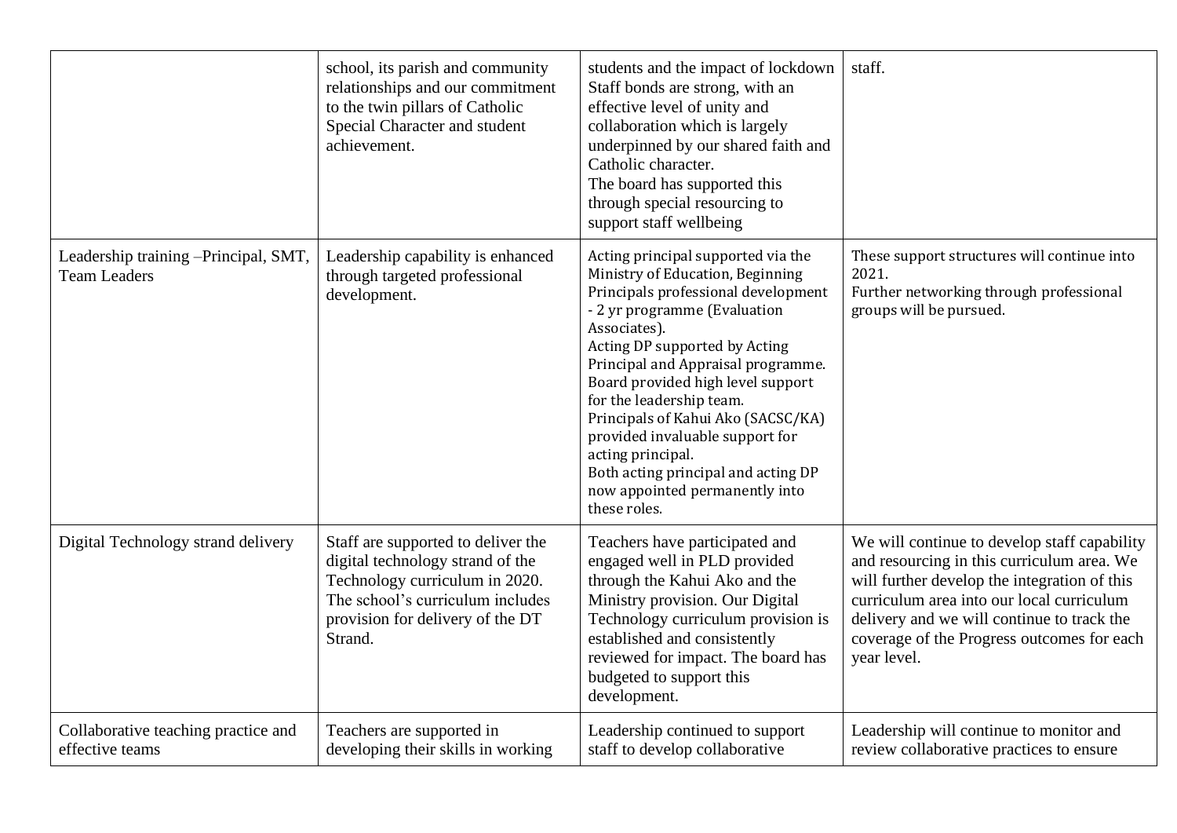| | | | |
|---|---|---|---|
| | school, its parish and community relationships and our commitment to the twin pillars of Catholic Special Character and student achievement. | students and the impact of lockdown Staff bonds are strong, with an effective level of unity and collaboration which is largely underpinned by our shared faith and Catholic character.<br>The board has supported this through special resourcing to support staff wellbeing | staff. |
| Leadership training –Principal, SMT, Team Leaders | Leadership capability is enhanced through targeted professional development. | Acting principal supported via the Ministry of Education, Beginning Principals professional development - 2 yr programme (Evaluation Associates).<br>Acting DP supported by Acting Principal and Appraisal programme.<br>Board provided high level support for the leadership team.<br>Principals of Kahui Ako (SACSC/KA) provided invaluable support for acting principal.<br>Both acting principal and acting DP now appointed permanently into these roles. | These support structures will continue into 2021.<br>Further networking through professional groups will be pursued. |
| Digital Technology strand delivery | Staff are supported to deliver the digital technology strand of the Technology curriculum in 2020. The school's curriculum includes provision for delivery of the DT Strand. | Teachers have participated and engaged well in PLD provided through the Kahui Ako and the Ministry provision. Our Digital Technology curriculum provision is established and consistently reviewed for impact. The board has budgeted to support this development. | We will continue to develop staff capability and resourcing in this curriculum area. We will further develop the integration of this curriculum area into our local curriculum delivery and we will continue to track the coverage of the Progress outcomes for each year level. |
| Collaborative teaching practice and effective teams | Teachers are supported in developing their skills in working | Leadership continued to support staff to develop collaborative | Leadership will continue to monitor and review collaborative practices to ensure |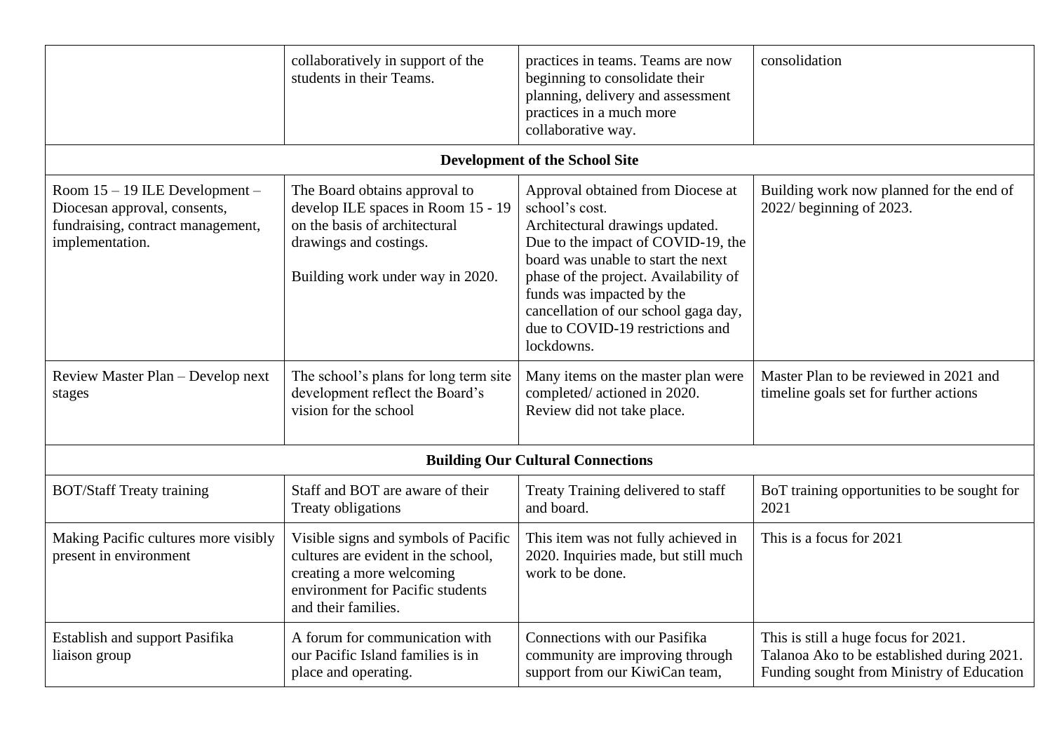| | | | |
|---|---|---|---|
| | collaboratively in support of the students in their Teams. | practices in teams. Teams are now beginning to consolidate their planning, delivery and assessment practices in a much more collaborative way. | consolidation |
| **Development of the School Site** | | | |
| Room 15 – 19 ILE Development – Diocesan approval, consents, fundraising, contract management, implementation. | The Board obtains approval to develop ILE spaces in Room 15 - 19 on the basis of architectural drawings and costings.<br><br>Building work under way in 2020. | Approval obtained from Diocese at school's cost.<br>Architectural drawings updated.<br>Due to the impact of COVID-19, the board was unable to start the next phase of the project. Availability of funds was impacted by the cancellation of our school gaga day, due to COVID-19 restrictions and lockdowns. | Building work now planned for the end of 2022/ beginning of 2023. |
| Review Master Plan – Develop next stages | The school's plans for long term site development reflect the Board's vision for the school | Many items on the master plan were completed/ actioned in 2020.<br>Review did not take place. | Master Plan to be reviewed in 2021 and timeline goals set for further actions |
| **Building Our Cultural Connections** | | | |
| BOT/Staff Treaty training | Staff and BOT are aware of their Treaty obligations | Treaty Training delivered to staff and board. | BoT training opportunities to be sought for 2021 |
| Making Pacific cultures more visibly present in environment | Visible signs and symbols of Pacific cultures are evident in the school, creating a more welcoming environment for Pacific students and their families. | This item was not fully achieved in 2020. Inquiries made, but still much work to be done. | This is a focus for 2021 |
| Establish and support Pasifika liaison group | A forum for communication with our Pacific Island families is in place and operating. | Connections with our Pasifika community are improving through support from our KiwiCan team, | This is still a huge focus for 2021.<br>Talanoa Ako to be established during 2021.<br>Funding sought from Ministry of Education |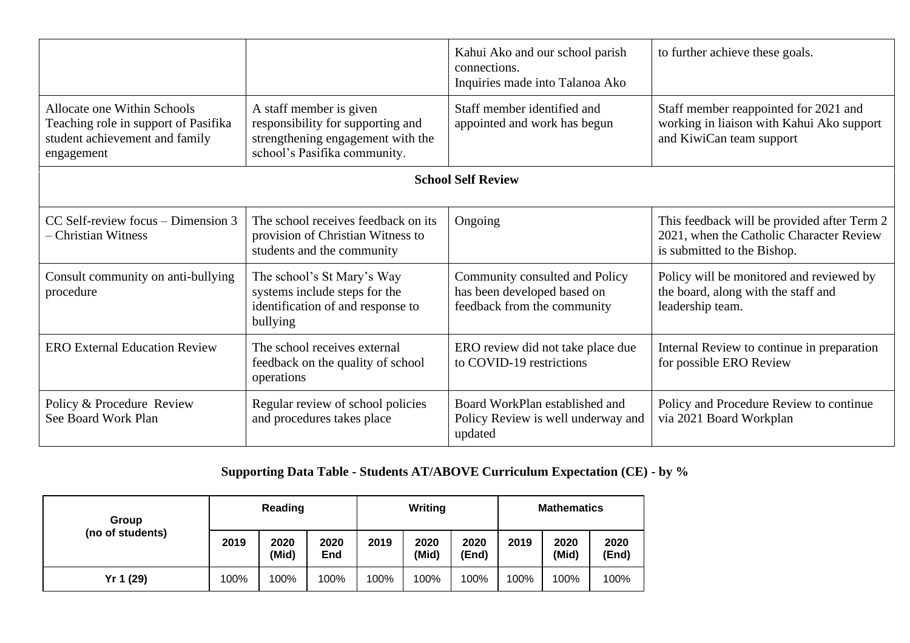| | | Kahui Ako and our school parish connections.<br>Inquiries made into Talanoa Ako | to further achieve these goals. |
|---|---|---|---|
| Allocate one Within Schools Teaching role in support of Pasifika student achievement and family engagement | A staff member is given responsibility for supporting and strengthening engagement with the school's Pasifika community. | Staff member identified and appointed and work has begun | Staff member reappointed for 2021 and working in liaison with Kahui Ako support and KiwiCan team support |
| **School Self Review** | | | |
| CC Self-review focus – Dimension 3 – Christian Witness | The school receives feedback on its provision of Christian Witness to students and the community | Ongoing | This feedback will be provided after Term 2 2021, when the Catholic Character Review is submitted to the Bishop. |
| Consult community on anti-bullying procedure | The school's St Mary's Way systems include steps for the identification of and response to bullying | Community consulted and Policy has been developed based on feedback from the community | Policy will be monitored and reviewed by the board, along with the staff and leadership team. |
| ERO External Education Review | The school receives external feedback on the quality of school operations | ERO review did not take place due to COVID-19 restrictions | Internal Review to continue in preparation for possible ERO Review |
| Policy & Procedure Review<br>See Board Work Plan | Regular review of school policies and procedures takes place | Board WorkPlan established and Policy Review is well underway and updated | Policy and Procedure Review to continue via 2021 Board Workplan |

**Supporting Data Table - Students AT/ABOVE Curriculum Expectation (CE) - by %**

| Group (no of students) | Reading | | | Writing | | | Mathematics | | |
|---|---|---|---|---|---|---|---|---|---|
| | 2019 | 2020 (Mid) | 2020 End | 2019 | 2020 (Mid) | 2020 (End) | 2019 | 2020 (Mid) | 2020 (End) |
| Yr 1 (29) | 100% | 100% | 100% | 100% | 100% | 100% | 100% | 100% | 100% |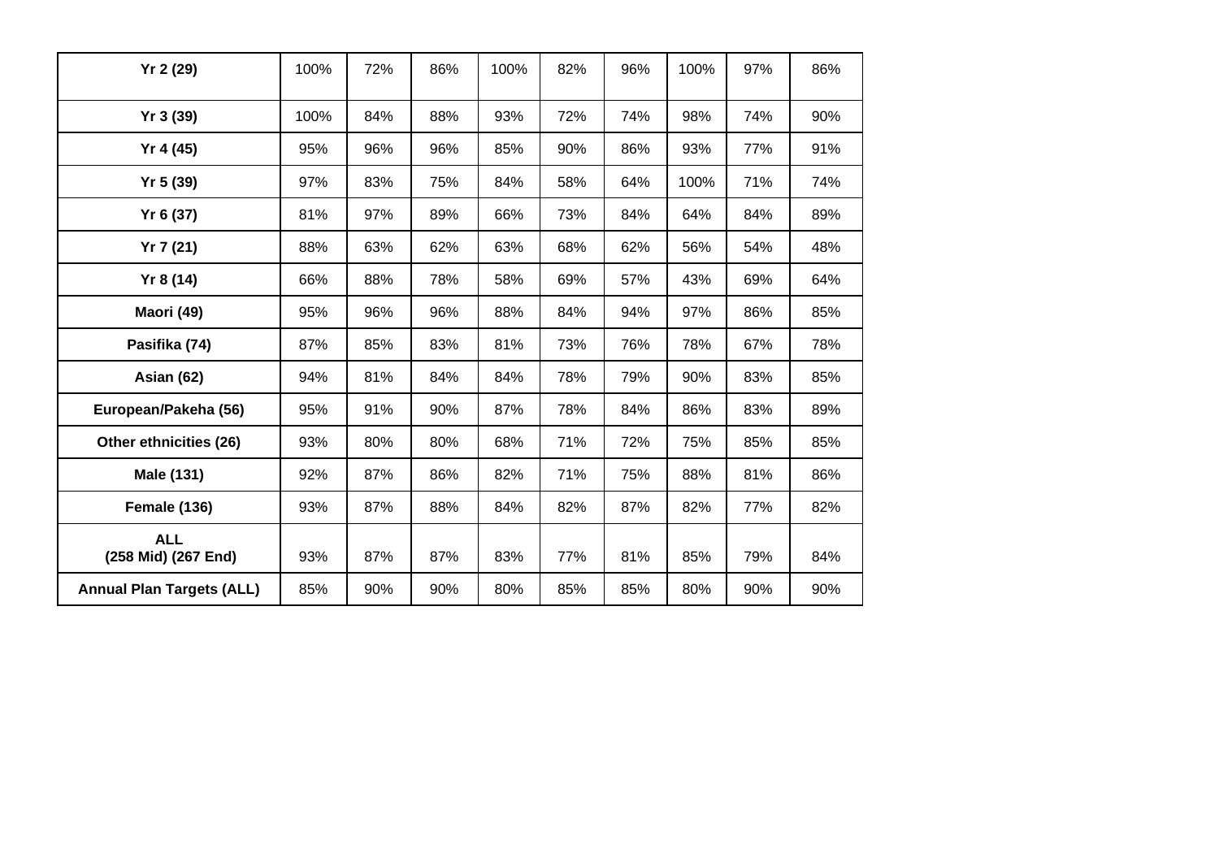| | | | | | | | | | |
|---|---|---|---|---|---|---|---|---|---|
| **Yr 2 (29)** | 100% | 72% | 86% | 100% | 82% | 96% | 100% | 97% | 86% |
| **Yr 3 (39)** | 100% | 84% | 88% | 93% | 72% | 74% | 98% | 74% | 90% |
| **Yr 4 (45)** | 95% | 96% | 96% | 85% | 90% | 86% | 93% | 77% | 91% |
| **Yr 5 (39)** | 97% | 83% | 75% | 84% | 58% | 64% | 100% | 71% | 74% |
| **Yr 6 (37)** | 81% | 97% | 89% | 66% | 73% | 84% | 64% | 84% | 89% |
| **Yr 7 (21)** | 88% | 63% | 62% | 63% | 68% | 62% | 56% | 54% | 48% |
| **Yr 8 (14)** | 66% | 88% | 78% | 58% | 69% | 57% | 43% | 69% | 64% |
| **Maori (49)** | 95% | 96% | 96% | 88% | 84% | 94% | 97% | 86% | 85% |
| **Pasifika (74)** | 87% | 85% | 83% | 81% | 73% | 76% | 78% | 67% | 78% |
| **Asian (62)** | 94% | 81% | 84% | 84% | 78% | 79% | 90% | 83% | 85% |
| **European/Pakeha (56)** | 95% | 91% | 90% | 87% | 78% | 84% | 86% | 83% | 89% |
| **Other ethnicities (26)** | 93% | 80% | 80% | 68% | 71% | 72% | 75% | 85% | 85% |
| **Male (131)** | 92% | 87% | 86% | 82% | 71% | 75% | 88% | 81% | 86% |
| **Female (136)** | 93% | 87% | 88% | 84% | 82% | 87% | 82% | 77% | 82% |
| **ALL (258 Mid) (267 End)** | 93% | 87% | 87% | 83% | 77% | 81% | 85% | 79% | 84% |
| **Annual Plan Targets (ALL)** | 85% | 90% | 90% | 80% | 85% | 85% | 80% | 90% | 90% |